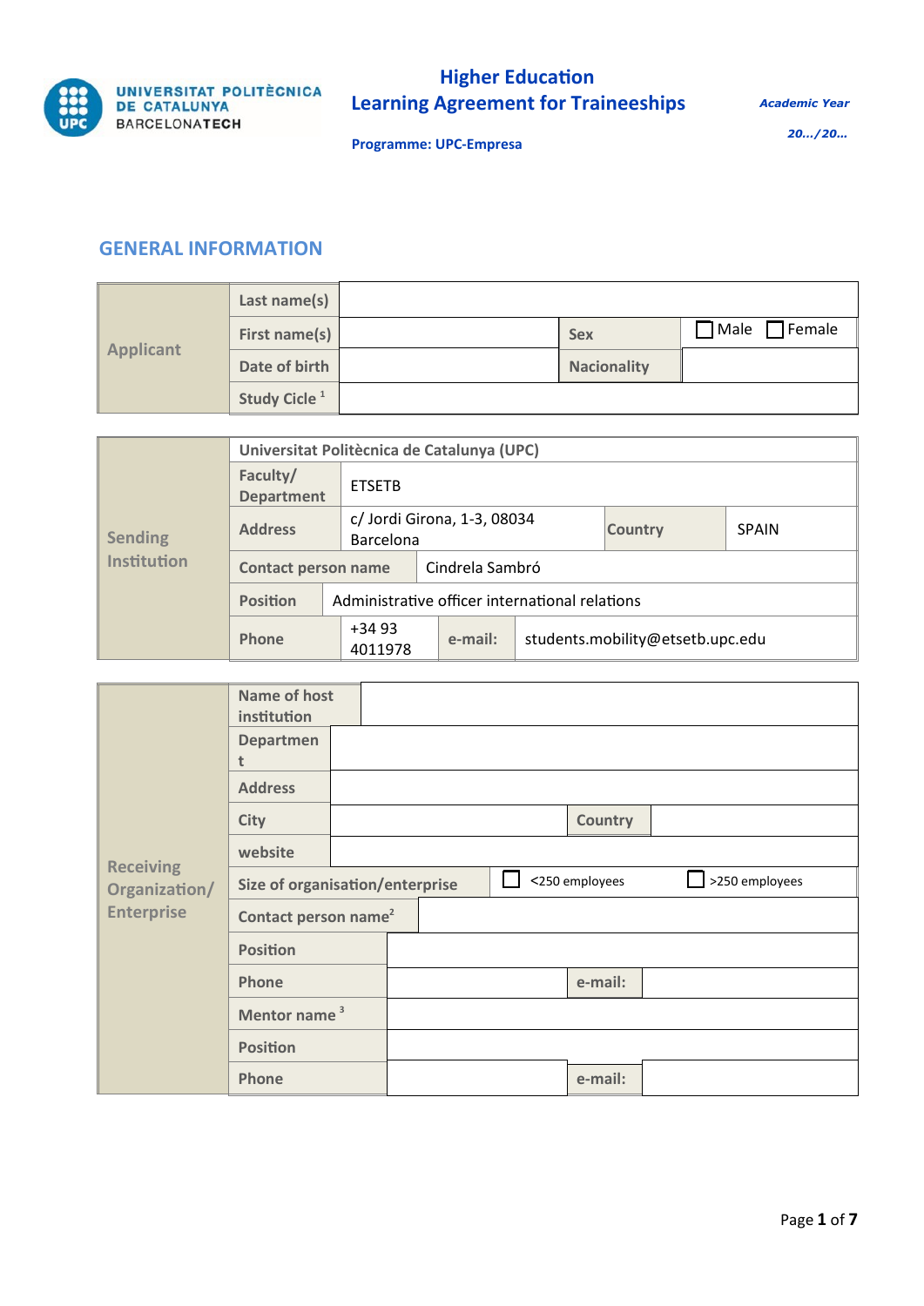UNIVERSITAT POLITÈCNICA DE CATALUNYA
BARCELONATECH

# Higher Education
# Learning Agreement for Traineeships

***Academic Year***

***20.../20...***

**Programme: UPC-Empresa**

## GENERAL INFORMATION

| Applicant | Last name(s) | | | |
|---|---|---|---|---|
| | First name(s) | | Sex | ☐ Male ☐ Female |
| | Date of birth | | Nacionality | |
| | Study Cicle [1] | | | |

| Sending Institution | Universitat Politècnica de Catalunya (UPC) | | | |
|---|---|---|---|---|
| | Faculty/ Department | ETSETB | | |
| | Address | c/ Jordi Girona, 1-3, 08034 Barcelona | Country | SPAIN |
| | Contact person name | Cindrela Sambró | | |
| | Position | Administrative officer international relations | | |
| | Phone | +34 93 4011978 | e-mail: | students.mobility@etsetb.upc.edu |

| Receiving Organization/ Enterprise | Name of host institution | | | |
|---|---|---|---|---|
| | Department | | | |
| | Address | | | |
| | City | | Country | |
| | website | | | |
| | Size of organisation/enterprise | ☐ <250 employees | ☐ >250 employees | |
| | Contact person name[2] | | | |
| | Position | | | |
| | Phone | | e-mail: | |
| | Mentor name [3] | | | |
| | Position | | | |
| | Phone | | e-mail: | |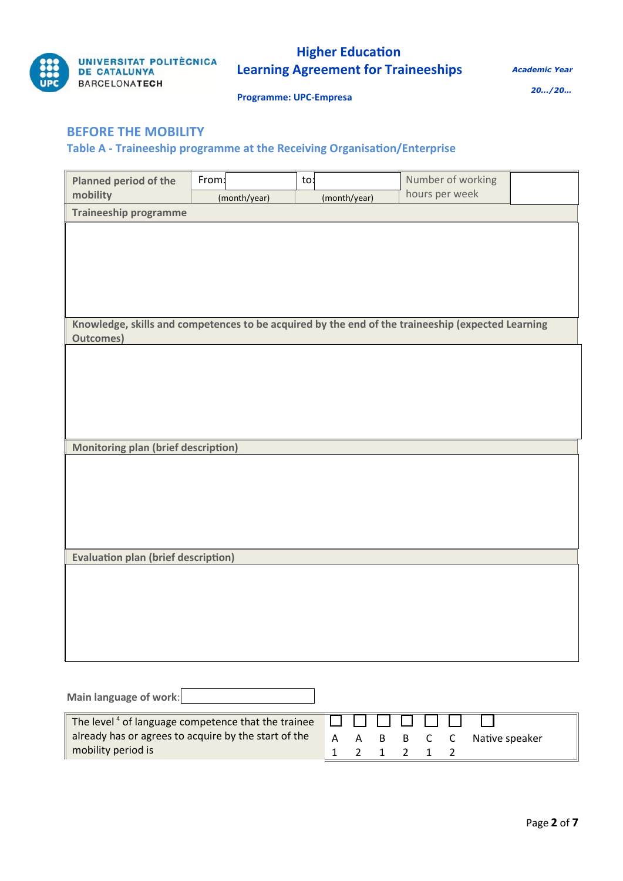UNIVERSITAT POLITÈCNICA DE CATALUNYA
BARCELONATECH

# Higher Education
# Learning Agreement for Traineeships

**Programme: UPC-Empresa**

***Academic Year***

***20…/20…***

## BEFORE THE MOBILITY

### Table A - Traineeship programme at the Receiving Organisation/Enterprise

| **Planned period of the mobility** | From: (month/year) | to: (month/year) | Number of working hours per week | |
|---|---|---|---|---|

**Traineeship programme**

| |
|---|
| |

**Knowledge, skills and competences to be acquired by the end of the traineeship (expected Learning Outcomes)**

| |
|---|
| |

**Monitoring plan (brief description)**

| |
|---|
| |

**Evaluation plan (brief description)**

| |
|---|
| |

**Main language of work**:

| The level [4] of language competence that the trainee already has or agrees to acquire by the start of the mobility period is | ☐ A1 | ☐ A2 | ☐ B1 | ☐ B2 | ☐ C1 | ☐ C2 | ☐ Native speaker |
|---|---|---|---|---|---|---|---|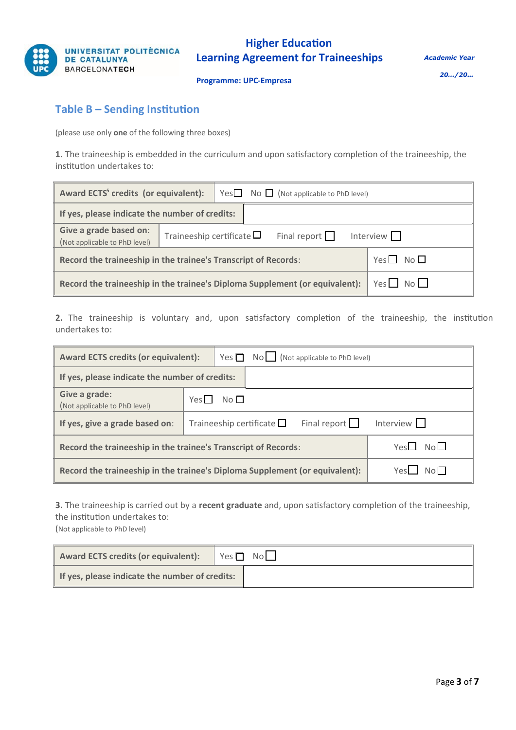## Table B – Sending Institution

(please use only **one** of the following three boxes)

**1.** The traineeship is embedded in the curriculum and upon satisfactory completion of the traineeship, the institution undertakes to:

| | |
|---|---|
| **Award ECTS[5] credits (or equivalent):** | Yes ☐ No ☐ (Not applicable to PhD level) |
| **If yes, please indicate the number of credits:** | |
| **Give a grade based on:** (Not applicable to PhD level) | Traineeship certificate ☐ Final report ☐ Interview ☐ |
| **Record the traineeship in the trainee's Transcript of Records:** | Yes ☐ No ☐ |
| **Record the traineeship in the trainee's Diploma Supplement (or equivalent):** | Yes ☐ No ☐ |

**2.** The traineeship is voluntary and, upon satisfactory completion of the traineeship, the institution undertakes to:

| | |
|---|---|
| **Award ECTS credits (or equivalent):** | Yes ☐ No ☐ (Not applicable to PhD level) |
| **If yes, please indicate the number of credits:** | |
| **Give a grade:** (Not applicable to PhD level) | Yes ☐ No ☐ |
| **If yes, give a grade based on:** | Traineeship certificate ☐ Final report ☐ Interview ☐ |
| **Record the traineeship in the trainee's Transcript of Records:** | Yes ☐ No ☐ |
| **Record the traineeship in the trainee's Diploma Supplement (or equivalent):** | Yes ☐ No ☐ |

**3.** The traineeship is carried out by a **recent graduate** and, upon satisfactory completion of the traineeship, the institution undertakes to:
(Not applicable to PhD level)

| | |
|---|---|
| **Award ECTS credits (or equivalent):** | Yes ☐ No ☐ |
| **If yes, please indicate the number of credits:** | |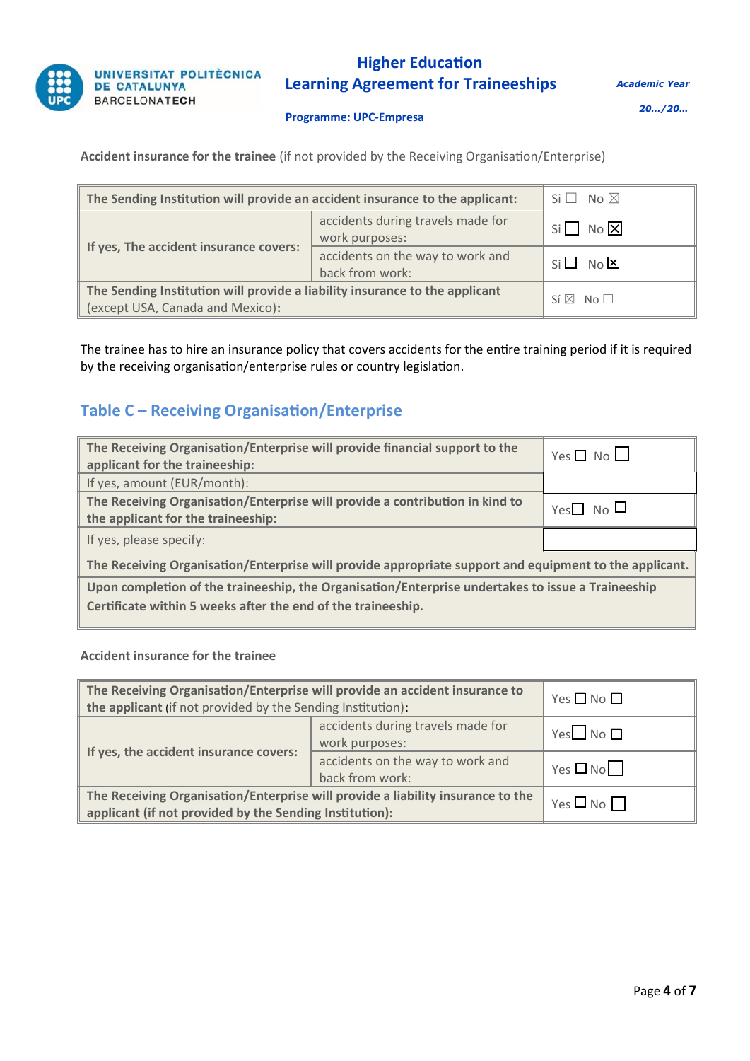**Accident insurance for the trainee** (if not provided by the Receiving Organisation/Enterprise)

| **The Sending Institution will provide an accident insurance to the applicant:** | | Si ☐ No ☒ |
|---|---|---|
| **If yes, The accident insurance covers:** | accidents during travels made for work purposes: | Si ☐ No ☒ |
| | accidents on the way to work and back from work: | Si ☐ No ☒ |
| **The Sending Institution will provide a liability insurance to the applicant** (except USA, Canada and Mexico)**:** | | Sí ☒ No ☐ |

The trainee has to hire an insurance policy that covers accidents for the entire training period if it is required by the receiving organisation/enterprise rules or country legislation.

## Table C – Receiving Organisation/Enterprise

| | |
|---|---|
| **The Receiving Organisation/Enterprise will provide financial support to the applicant for the traineeship:** | Yes ☐ No ☐ |
| If yes, amount (EUR/month): | |
| **The Receiving Organisation/Enterprise will provide a contribution in kind to the applicant for the traineeship:** | Yes ☐ No ☐ |
| If yes, please specify: | |
| **The Receiving Organisation/Enterprise will provide appropriate support and equipment to the applicant.** | |
| **Upon completion of the traineeship, the Organisation/Enterprise undertakes to issue a Traineeship Certificate within 5 weeks after the end of the traineeship.** | |

**Accident insurance for the trainee**

| **The Receiving Organisation/Enterprise will provide an accident insurance to the applicant** (if not provided by the Sending Institution)**:** | | Yes ☐ No ☐ |
|---|---|---|
| **If yes, the accident insurance covers:** | accidents during travels made for work purposes: | Yes ☐ No ☐ |
| | accidents on the way to work and back from work: | Yes ☐ No ☐ |
| **The Receiving Organisation/Enterprise will provide a liability insurance to the applicant (if not provided by the Sending Institution):** | | Yes ☐ No ☐ |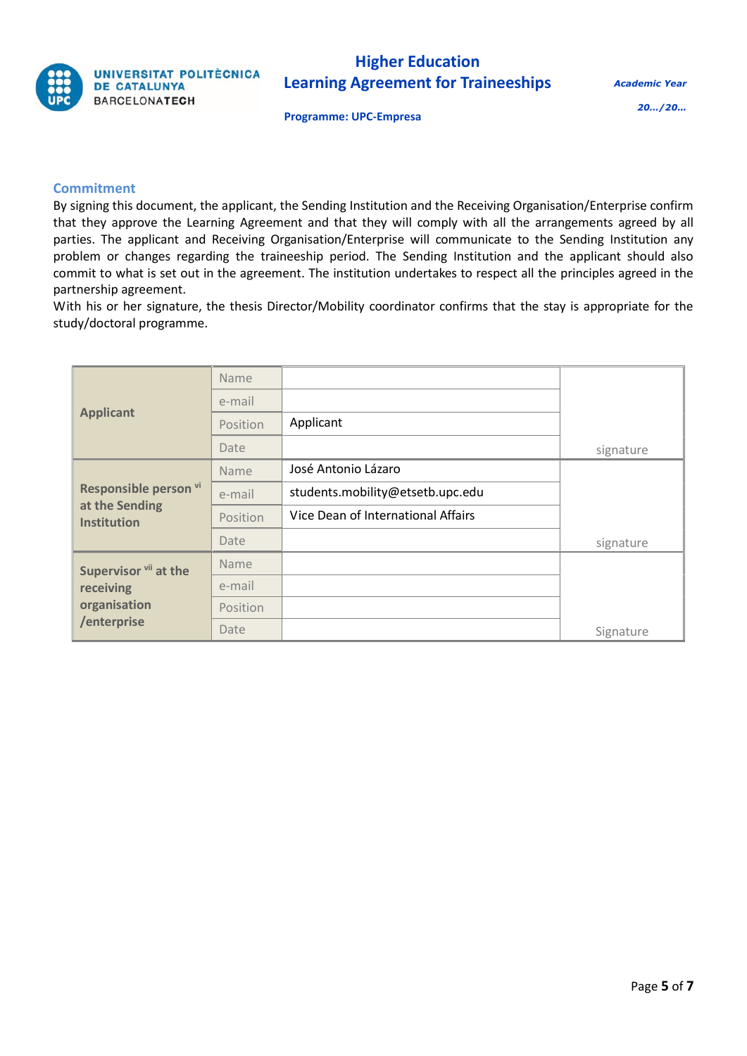## Commitment

By signing this document, the applicant, the Sending Institution and the Receiving Organisation/Enterprise confirm that they approve the Learning Agreement and that they will comply with all the arrangements agreed by all parties. The applicant and Receiving Organisation/Enterprise will communicate to the Sending Institution any problem or changes regarding the traineeship period. The Sending Institution and the applicant should also commit to what is set out in the agreement. The institution undertakes to respect all the principles agreed in the partnership agreement.

With his or her signature, the thesis Director/Mobility coordinator confirms that the stay is appropriate for the study/doctoral programme.

| | | | |
|---|---|---|---|
| **Applicant** | Name | | signature |
| | e-mail | | |
| | Position | Applicant | |
| | Date | | |
| **Responsible person [vi] at the Sending Institution** | Name | José Antonio Lázaro | signature |
| | e-mail | students.mobility@etsetb.upc.edu | |
| | Position | Vice Dean of International Affairs | |
| | Date | | |
| **Supervisor [vii] at the receiving organisation /enterprise** | Name | | Signature |
| | e-mail | | |
| | Position | | |
| | Date | | |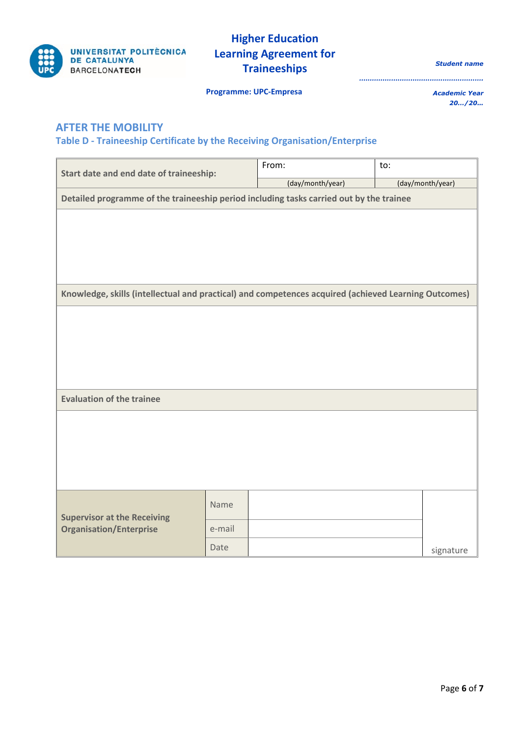UNIVERSITAT POLITÈCNICA DE CATALUNYA BARCELONATECH

**Higher Education Learning Agreement for Traineeships**

**Programme: UPC-Empresa**

*Student name*

*..........................................................*

*Academic Year 20…/20…*

## AFTER THE MOBILITY

### Table D - Traineeship Certificate by the Receiving Organisation/Enterprise

| **Start date and end date of traineeship:** | From: | to: |
|---|---|---|
| | (day/month/year) | (day/month/year) |
| **Detailed programme of the traineeship period including tasks carried out by the trainee** | | |
| | | |
| **Knowledge, skills (intellectual and practical) and competences acquired (achieved Learning Outcomes)** | | |
| | | |
| **Evaluation of the trainee** | | |
| | | |

| **Supervisor at the Receiving Organisation/Enterprise** | Name | | |
|---|---|---|---|
| | e-mail | | |
| | Date | | signature |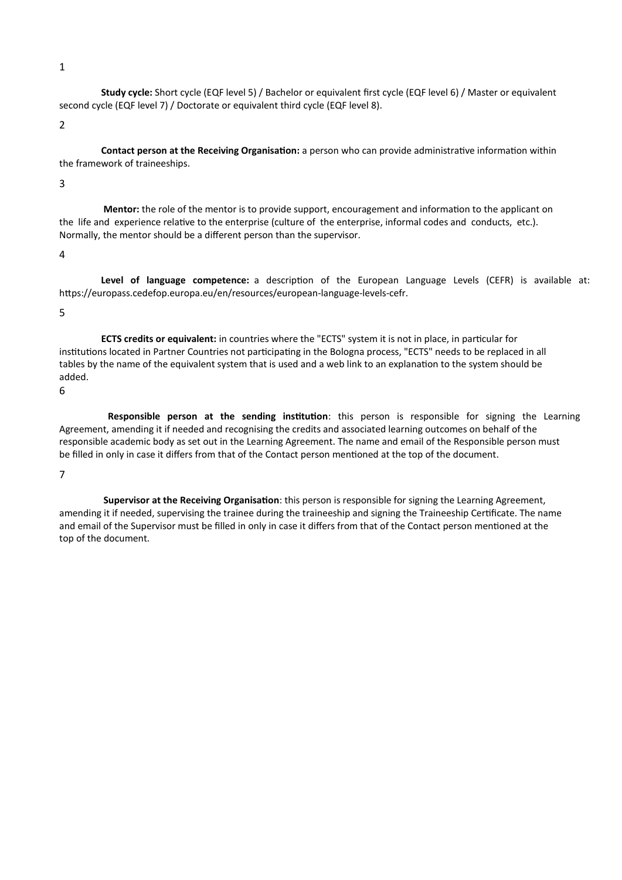1

**Study cycle:** Short cycle (EQF level 5) / Bachelor or equivalent first cycle (EQF level 6) / Master or equivalent second cycle (EQF level 7) / Doctorate or equivalent third cycle (EQF level 8).

2

**Contact person at the Receiving Organisation:** a person who can provide administrative information within the framework of traineeships.

3

**Mentor:** the role of the mentor is to provide support, encouragement and information to the applicant on the life and experience relative to the enterprise (culture of the enterprise, informal codes and conducts, etc.). Normally, the mentor should be a different person than the supervisor.

4

**Level of language competence:** a description of the European Language Levels (CEFR) is available at: https://europass.cedefop.europa.eu/en/resources/european-language-levels-cefr.

5

**ECTS credits or equivalent:** in countries where the "ECTS" system it is not in place, in particular for institutions located in Partner Countries not participating in the Bologna process, "ECTS" needs to be replaced in all tables by the name of the equivalent system that is used and a web link to an explanation to the system should be added.

6

**Responsible person at the sending institution**: this person is responsible for signing the Learning Agreement, amending it if needed and recognising the credits and associated learning outcomes on behalf of the responsible academic body as set out in the Learning Agreement. The name and email of the Responsible person must be filled in only in case it differs from that of the Contact person mentioned at the top of the document.

7

**Supervisor at the Receiving Organisation**: this person is responsible for signing the Learning Agreement, amending it if needed, supervising the trainee during the traineeship and signing the Traineeship Certificate. The name and email of the Supervisor must be filled in only in case it differs from that of the Contact person mentioned at the top of the document.